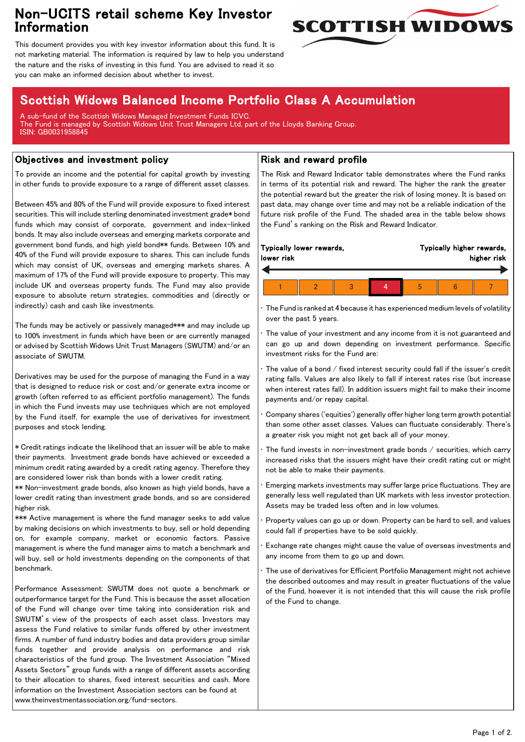# Non-UCITS retail scheme Key Investor Information

This document provides you with key investor information about this fund. It is not marketing material. The information is required by law to help you understand the nature and the risks of investing in this fund. You are advised to read it so you can make an informed decision about whether to invest.

## Scottish Widows Balanced Income Portfolio Class A Accumulation

A sub-fund of the Scottish Widows Managed Investment Funds ICVC.
The Fund is managed by Scottish Widows Unit Trust Managers Ltd, part of the Lloyds Banking Group.
ISIN: GB0031958845

### Objectives and investment policy

To provide an income and the potential for capital growth by investing in other funds to provide exposure to a range of different asset classes.

Between 45% and 80% of the Fund will provide exposure to fixed interest securities. This will include sterling denominated investment grade* bond funds which may consist of corporate, government and index-linked bonds. It may also include overseas and emerging markets corporate and government bond funds, and high yield bond** funds. Between 10% and 40% of the Fund will provide exposure to shares. This can include funds which may consist of UK, overseas and emerging markets shares. A maximum of 17% of the Fund will provide exposure to property. This may include UK and overseas property funds. The Fund may also provide exposure to absolute return strategies, commodities and (directly or indirectly) cash and cash like investments.

The funds may be actively or passively managed*** and may include up to 100% investment in funds which have been or are currently managed or advised by Scottish Widows Unit Trust Managers (SWUTM) and/or an associate of SWUTM.

Derivatives may be used for the purpose of managing the Fund in a way that is designed to reduce risk or cost and/or generate extra income or growth (often referred to as efficient portfolio management). The funds in which the Fund invests may use techniques which are not employed by the Fund itself, for example the use of derivatives for investment purposes and stock lending.

* Credit ratings indicate the likelihood that an issuer will be able to make their payments. Investment grade bonds have achieved or exceeded a minimum credit rating awarded by a credit rating agency. Therefore they are considered lower risk than bonds with a lower credit rating.
** Non-investment grade bonds, also known as high yield bonds, have a lower credit rating than investment grade bonds, and so are considered higher risk.
*** Active management is where the fund manager seeks to add value by making decisions on which investments to buy, sell or hold depending on, for example company, market or economic factors. Passive management is where the fund manager aims to match a benchmark and will buy, sell or hold investments depending on the components of that benchmark.

Performance Assessment: SWUTM does not quote a benchmark or outperformance target for the Fund. This is because the asset allocation of the Fund will change over time taking into consideration risk and SWUTM's view of the prospects of each asset class. Investors may assess the Fund relative to similar funds offered by other investment firms. A number of fund industry bodies and data providers group similar funds together and provide analysis on performance and risk characteristics of the fund group. The Investment Association "Mixed Assets Sectors" group funds with a range of different assets according to their allocation to shares, fixed interest securities and cash. More information on the Investment Association sectors can be found at www.theinvestmentassociation.org/fund-sectors.

### Risk and reward profile

The Risk and Reward Indicator table demonstrates where the Fund ranks in terms of its potential risk and reward. The higher the rank the greater the potential reward but the greater the risk of losing money. It is based on past data, may change over time and may not be a reliable indication of the future risk profile of the Fund. The shaded area in the table below shows the Fund's ranking on the Risk and Reward Indicator.

**Typically lower rewards, lower risk** ← → **Typically higher rewards, higher risk**

| 1 | 2 | 3 | **4** | 5 | 6 | 7 |
|---|---|---|---|---|---|---|

- The Fund is ranked at 4 because it has experienced medium levels of volatility over the past 5 years.
- The value of your investment and any income from it is not guaranteed and can go up and down depending on investment performance. Specific investment risks for the Fund are:
- The value of a bond / fixed interest security could fall if the issuer's credit rating falls. Values are also likely to fall if interest rates rise (but increase when interest rates fall). In addition issuers might fail to make their income payments and/or repay capital.
- Company shares ('equities') generally offer higher long term growth potential than some other asset classes. Values can fluctuate considerably. There's a greater risk you might not get back all of your money.
- The fund invests in non-investment grade bonds / securities, which carry increased risks that the issuers might have their credit rating cut or might not be able to make their payments.
- Emerging markets investments may suffer large price fluctuations. They are generally less well regulated than UK markets with less investor protection. Assets may be traded less often and in low volumes.
- Property values can go up or down. Property can be hard to sell, and values could fall if properties have to be sold quickly.
- Exchange rate changes might cause the value of overseas investments and any income from them to go up and down.
- The use of derivatives for Efficient Portfolio Management might not achieve the described outcomes and may result in greater fluctuations of the value of the Fund, however it is not intended that this will cause the risk profile of the Fund to change.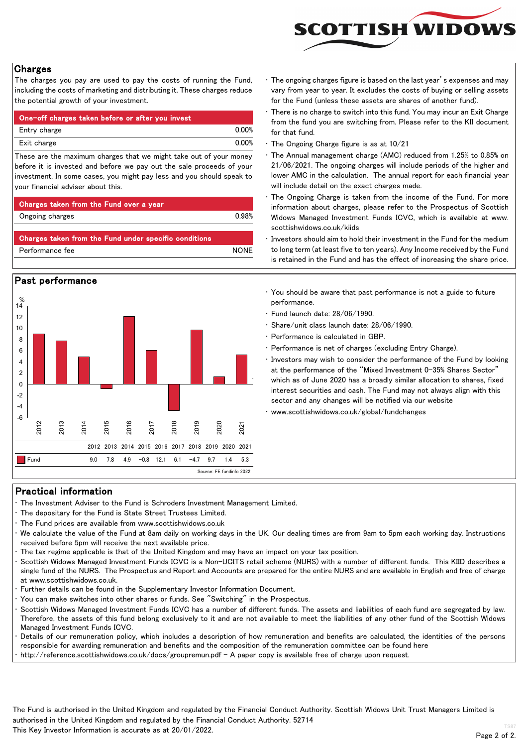## Charges

The charges you pay are used to pay the costs of running the Fund, including the costs of marketing and distributing it. These charges reduce the potential growth of your investment.

| One-off charges taken before or after you invest | |
|---|---|
| Entry charge | 0.00% |
| Exit charge | 0.00% |

These are the maximum charges that we might take out of your money before it is invested and before we pay out the sale proceeds of your investment. In some cases, you might pay less and you should speak to your financial adviser about this.

| Charges taken from the Fund over a year | |
|---|---|
| Ongoing charges | 0.98% |

| Charges taken from the Fund under specific conditions | |
|---|---|
| Performance fee | NONE |

- The ongoing charges figure is based on the last year's expenses and may vary from year to year. It excludes the costs of buying or selling assets for the Fund (unless these assets are shares of another fund).
- There is no charge to switch into this fund. You may incur an Exit Charge from the fund you are switching from. Please refer to the KII document for that fund.
- The Ongoing Charge figure is as at 10/21
- The Annual management charge (AMC) reduced from 1.25% to 0.85% on 21/06/2021. The ongoing charges will include periods of the higher and lower AMC in the calculation. The annual report for each financial year will include detail on the exact charges made.
- The Ongoing Charge is taken from the income of the Fund. For more information about charges, please refer to the Prospectus of Scottish Widows Managed Investment Funds ICVC, which is available at www.scottishwidows.co.uk/kiids
- Investors should aim to hold their investment in the Fund for the medium to long term (at least five to ten years). Any Income received by the Fund is retained in the Fund and has the effect of increasing the share price.

## Past performance

%
14
12
10
8
6
4
2
0
-2
-4
-6

2012 2013 2014 2015 2016 2017 2018 2019 2020 2021

Fund 9.0 7.8 4.9 −0.8 12.1 6.1 −4.7 9.7 1.4 5.3

Source: FE fundinfo 2022

- You should be aware that past performance is not a guide to future performance.
- Fund launch date: 28/06/1990.
- Share/unit class launch date: 28/06/1990.
- Performance is calculated in GBP.
- Performance is net of charges (excluding Entry Charge).
- Investors may wish to consider the performance of the Fund by looking at the performance of the "Mixed Investment 0-35% Shares Sector" which as of June 2020 has a broadly similar allocation to shares, fixed interest securities and cash. The Fund may not always align with this sector and any changes will be notified via our website
- www.scottishwidows.co.uk/global/fundchanges

## Practical information

- The Investment Adviser to the Fund is Schroders Investment Management Limited.
- The depositary for the Fund is State Street Trustees Limited.
- The Fund prices are available from www.scottishwidows.co.uk
- We calculate the value of the Fund at 8am daily on working days in the UK. Our dealing times are from 9am to 5pm each working day. Instructions received before 5pm will receive the next available price.
- The tax regime applicable is that of the United Kingdom and may have an impact on your tax position.
- Scottish Widows Managed Investment Funds ICVC is a Non-UCITS retail scheme (NURS) with a number of different funds. This KIID describes a single fund of the NURS. The Prospectus and Report and Accounts are prepared for the entire NURS and are available in English and free of charge at www.scottishwidows.co.uk.
- Further details can be found in the Supplementary Investor Information Document.
- You can make switches into other shares or funds. See "Switching" in the Prospectus.
- Scottish Widows Managed Investment Funds ICVC has a number of different funds. The assets and liabilities of each fund are segregated by law. Therefore, the assets of this fund belong exclusively to it and are not available to meet the liabilities of any other fund of the Scottish Widows Managed Investment Funds ICVC.
- Details of our remuneration policy, which includes a description of how remuneration and benefits are calculated, the identities of the persons responsible for awarding remuneration and benefits and the composition of the remuneration committee can be found here
- http://reference.scottishwidows.co.uk/docs/groupremun.pdf – A paper copy is available free of charge upon request.

The Fund is authorised in the United Kingdom and regulated by the Financial Conduct Authority. Scottish Widows Unit Trust Managers Limited is authorised in the United Kingdom and regulated by the Financial Conduct Authority. 52714
This Key Investor Information is accurate as at 20/01/2022.